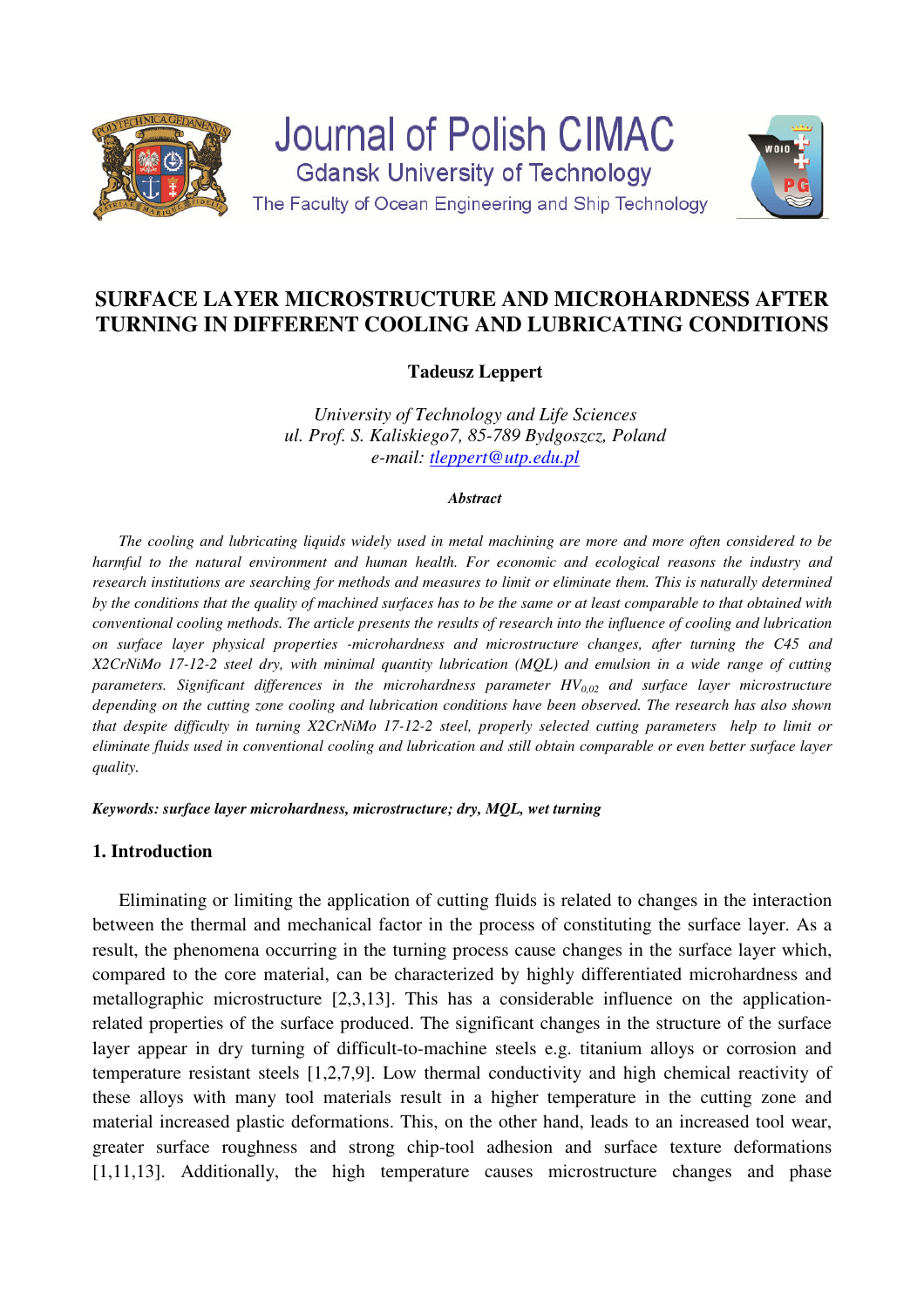Journal of Polish CIMAC

Gdansk University of Technology

The Faculty of Ocean Engineering and Ship Technology

# SURFACE LAYER MICROSTRUCTURE AND MICROHARDNESS AFTER TURNING IN DIFFERENT COOLING AND LUBRICATING CONDITIONS

**Tadeusz Leppert**

*University of Technology and Life Sciences*
*ul. Prof. S. Kaliskiego7, 85-789 Bydgoszcz, Poland*
*e-mail: tleppert@utp.edu.pl*

***Abstract***

*The cooling and lubricating liquids widely used in metal machining are more and more often considered to be harmful to the natural environment and human health. For economic and ecological reasons the industry and research institutions are searching for methods and measures to limit or eliminate them. This is naturally determined by the conditions that the quality of machined surfaces has to be the same or at least comparable to that obtained with conventional cooling methods. The article presents the results of research into the influence of cooling and lubrication on surface layer physical properties -microhardness and microstructure changes, after turning the C45 and X2CrNiMo 17-12-2 steel dry, with minimal quantity lubrication (MQL) and emulsion in a wide range of cutting parameters. Significant differences in the microhardness parameter $HV_{0,02}$ and surface layer microstructure depending on the cutting zone cooling and lubrication conditions have been observed. The research has also shown that despite difficulty in turning X2CrNiMo 17-12-2 steel, properly selected cutting parameters help to limit or eliminate fluids used in conventional cooling and lubrication and still obtain comparable or even better surface layer quality.*

***Keywords: surface layer microhardness, microstructure; dry, MQL, wet turning***

## 1. Introduction

Eliminating or limiting the application of cutting fluids is related to changes in the interaction between the thermal and mechanical factor in the process of constituting the surface layer. As a result, the phenomena occurring in the turning process cause changes in the surface layer which, compared to the core material, can be characterized by highly differentiated microhardness and metallographic microstructure [2,3,13]. This has a considerable influence on the application-related properties of the surface produced. The significant changes in the structure of the surface layer appear in dry turning of difficult-to-machine steels e.g. titanium alloys or corrosion and temperature resistant steels [1,2,7,9]. Low thermal conductivity and high chemical reactivity of these alloys with many tool materials result in a higher temperature in the cutting zone and material increased plastic deformations. This, on the other hand, leads to an increased tool wear, greater surface roughness and strong chip-tool adhesion and surface texture deformations [1,11,13]. Additionally, the high temperature causes microstructure changes and phase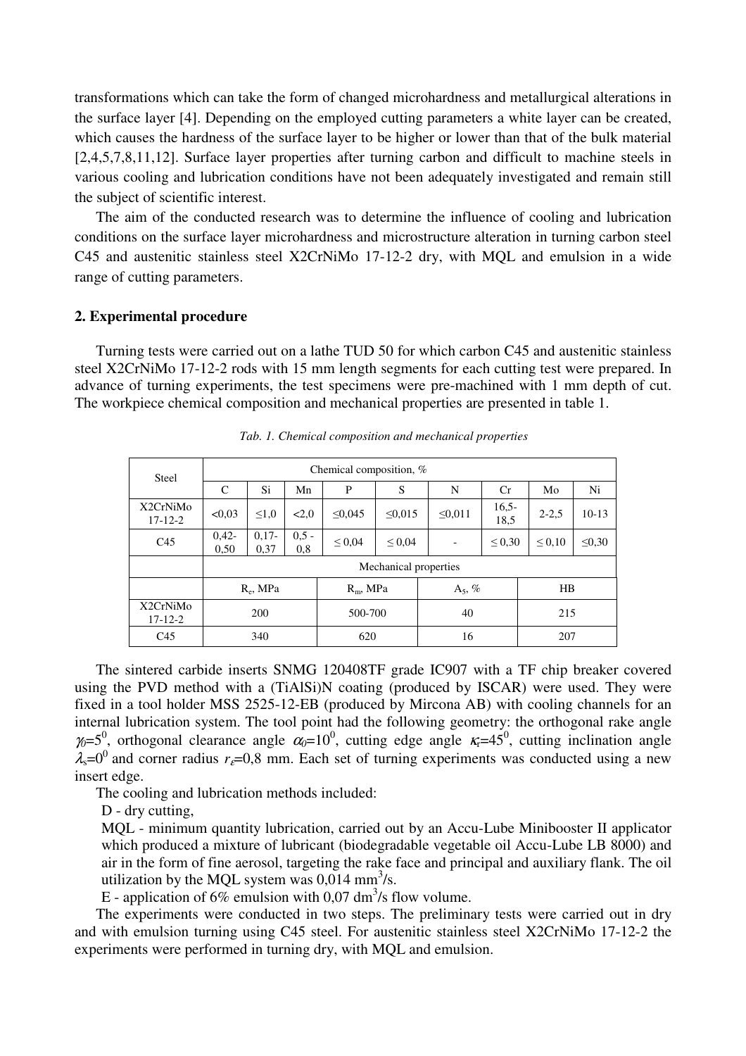transformations which can take the form of changed microhardness and metallurgical alterations in the surface layer [4]. Depending on the employed cutting parameters a white layer can be created, which causes the hardness of the surface layer to be higher or lower than that of the bulk material [2,4,5,7,8,11,12]. Surface layer properties after turning carbon and difficult to machine steels in various cooling and lubrication conditions have not been adequately investigated and remain still the subject of scientific interest.

The aim of the conducted research was to determine the influence of cooling and lubrication conditions on the surface layer microhardness and microstructure alteration in turning carbon steel C45 and austenitic stainless steel X2CrNiMo 17-12-2 dry, with MQL and emulsion in a wide range of cutting parameters.

## 2. Experimental procedure

Turning tests were carried out on a lathe TUD 50 for which carbon C45 and austenitic stainless steel X2CrNiMo 17-12-2 rods with 15 mm length segments for each cutting test were prepared. In advance of turning experiments, the test specimens were pre-machined with 1 mm depth of cut. The workpiece chemical composition and mechanical properties are presented in table 1.

*Tab. 1. Chemical composition and mechanical properties*

| Steel | Chemical composition, % | | | | | | | | |
|---|---|---|---|---|---|---|---|---|---|
| | C | Si | Mn | P | S | N | Cr | Mo | Ni |
| X2CrNiMo 17-12-2 | <0,03 | ≤1,0 | <2,0 | ≤0,045 | ≤0,015 | ≤0,011 | 16,5-18,5 | 2-2,5 | 10-13 |
| C45 | 0,42-0,50 | 0,17-0,37 | 0,5 - 0,8 | ≤ 0,04 | ≤ 0,04 | - | ≤ 0,30 | ≤ 0,10 | ≤0,30 |
| | Mechanical properties | | | | | | | | |
| | $R_e$, MPa | | $R_m$, MPa | | $A_5$, % | | HB | | |
| X2CrNiMo 17-12-2 | 200 | | 500-700 | | 40 | | 215 | | |
| C45 | 340 | | 620 | | 16 | | 207 | | |

The sintered carbide inserts SNMG 120408TF grade IC907 with a TF chip breaker covered using the PVD method with a (TiAlSi)N coating (produced by ISCAR) were used. They were fixed in a tool holder MSS 2525-12-EB (produced by Mircona AB) with cooling channels for an internal lubrication system. The tool point had the following geometry: the orthogonal rake angle $\gamma_0=5^0$, orthogonal clearance angle $\alpha_0=10^0$, cutting edge angle $\kappa_r=45^0$, cutting inclination angle $\lambda_s=0^0$ and corner radius $r_\varepsilon=0{,}8$ mm. Each set of turning experiments was conducted using a new insert edge.

The cooling and lubrication methods included:

D - dry cutting,

MQL - minimum quantity lubrication, carried out by an Accu-Lube Minibooster II applicator which produced a mixture of lubricant (biodegradable vegetable oil Accu-Lube LB 8000) and air in the form of fine aerosol, targeting the rake face and principal and auxiliary flank. The oil utilization by the MQL system was 0,014 mm$^3$/s.

E - application of 6% emulsion with 0,07 dm$^3$/s flow volume.

The experiments were conducted in two steps. The preliminary tests were carried out in dry and with emulsion turning using C45 steel. For austenitic stainless steel X2CrNiMo 17-12-2 the experiments were performed in turning dry, with MQL and emulsion.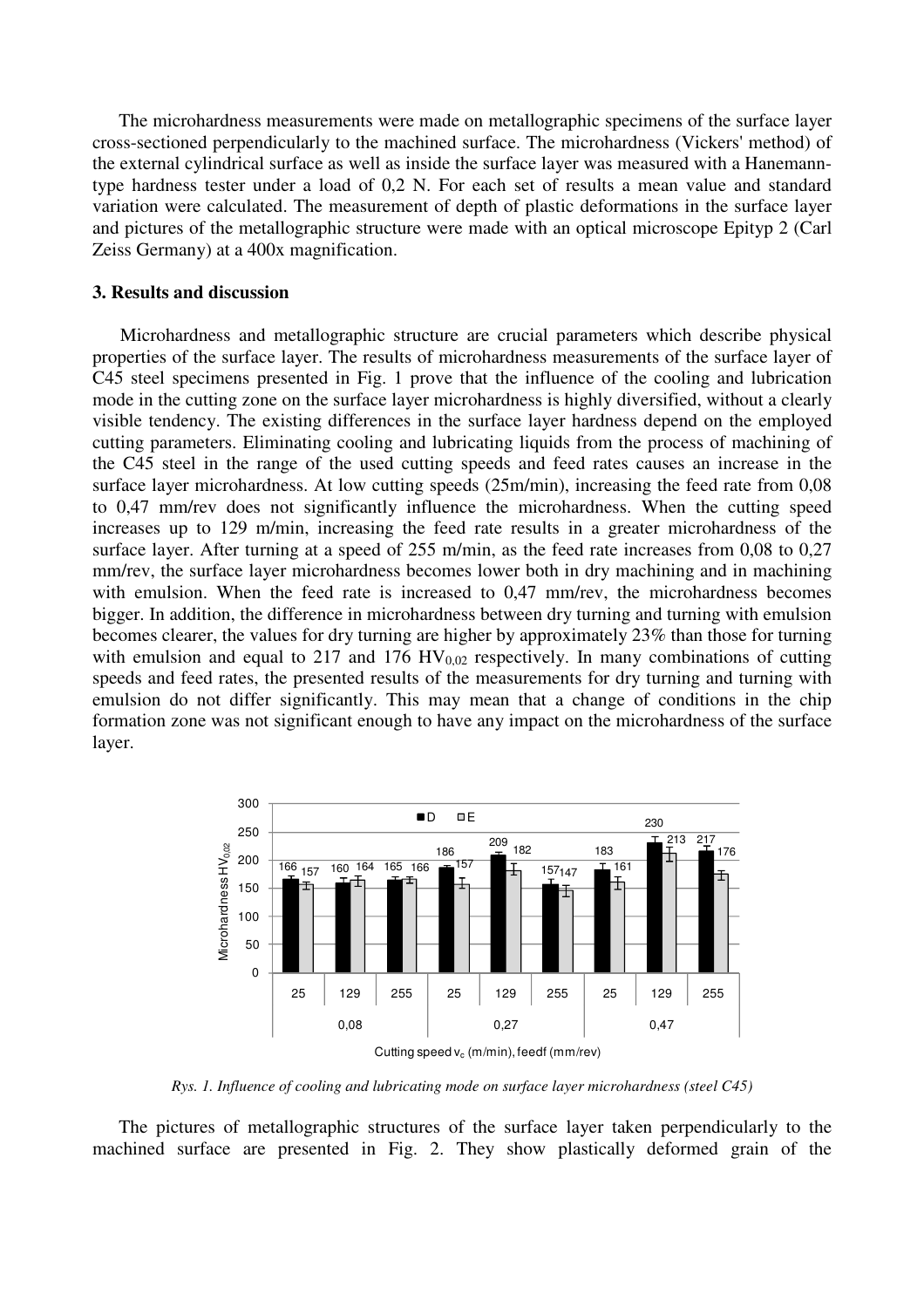The microhardness measurements were made on metallographic specimens of the surface layer cross-sectioned perpendicularly to the machined surface. The microhardness (Vickers' method) of the external cylindrical surface as well as inside the surface layer was measured with a Hanemann-type hardness tester under a load of 0,2 N. For each set of results a mean value and standard variation were calculated. The measurement of depth of plastic deformations in the surface layer and pictures of the metallographic structure were made with an optical microscope Epityp 2 (Carl Zeiss Germany) at a 400x magnification.

## 3. Results and discussion

Microhardness and metallographic structure are crucial parameters which describe physical properties of the surface layer. The results of microhardness measurements of the surface layer of C45 steel specimens presented in Fig. 1 prove that the influence of the cooling and lubrication mode in the cutting zone on the surface layer microhardness is highly diversified, without a clearly visible tendency. The existing differences in the surface layer hardness depend on the employed cutting parameters. Eliminating cooling and lubricating liquids from the process of machining of the C45 steel in the range of the used cutting speeds and feed rates causes an increase in the surface layer microhardness. At low cutting speeds (25m/min), increasing the feed rate from 0,08 to 0,47 mm/rev does not significantly influence the microhardness. When the cutting speed increases up to 129 m/min, increasing the feed rate results in a greater microhardness of the surface layer. After turning at a speed of 255 m/min, as the feed rate increases from 0,08 to 0,27 mm/rev, the surface layer microhardness becomes lower both in dry machining and in machining with emulsion. When the feed rate is increased to 0,47 mm/rev, the microhardness becomes bigger. In addition, the difference in microhardness between dry turning and turning with emulsion becomes clearer, the values for dry turning are higher by approximately 23% than those for turning with emulsion and equal to 217 and 176 $HV_{0,02}$ respectively. In many combinations of cutting speeds and feed rates, the presented results of the measurements for dry turning and turning with emulsion do not differ significantly. This may mean that a change of conditions in the chip formation zone was not significant enough to have any impact on the microhardness of the surface layer.

| Feed f (mm/rev) | 0,08 | | | 0,27 | | | 0,47 | | |
|---|---|---|---|---|---|---|---|---|---|
| Cutting speed $v_c$ (m/min) | 25 | 129 | 255 | 25 | 129 | 255 | 25 | 129 | 255 |
| D – Microhardness $HV_{0,02}$ | 166 | 160 | 165 | 186 | 209 | 157 | 183 | 230 | 217 |
| E – Microhardness $HV_{0,02}$ | 157 | 164 | 166 | 157 | 182 | 147 | 161 | 213 | 176 |

*Rys. 1. Influence of cooling and lubricating mode on surface layer microhardness (steel C45)*

The pictures of metallographic structures of the surface layer taken perpendicularly to the machined surface are presented in Fig. 2. They show plastically deformed grain of the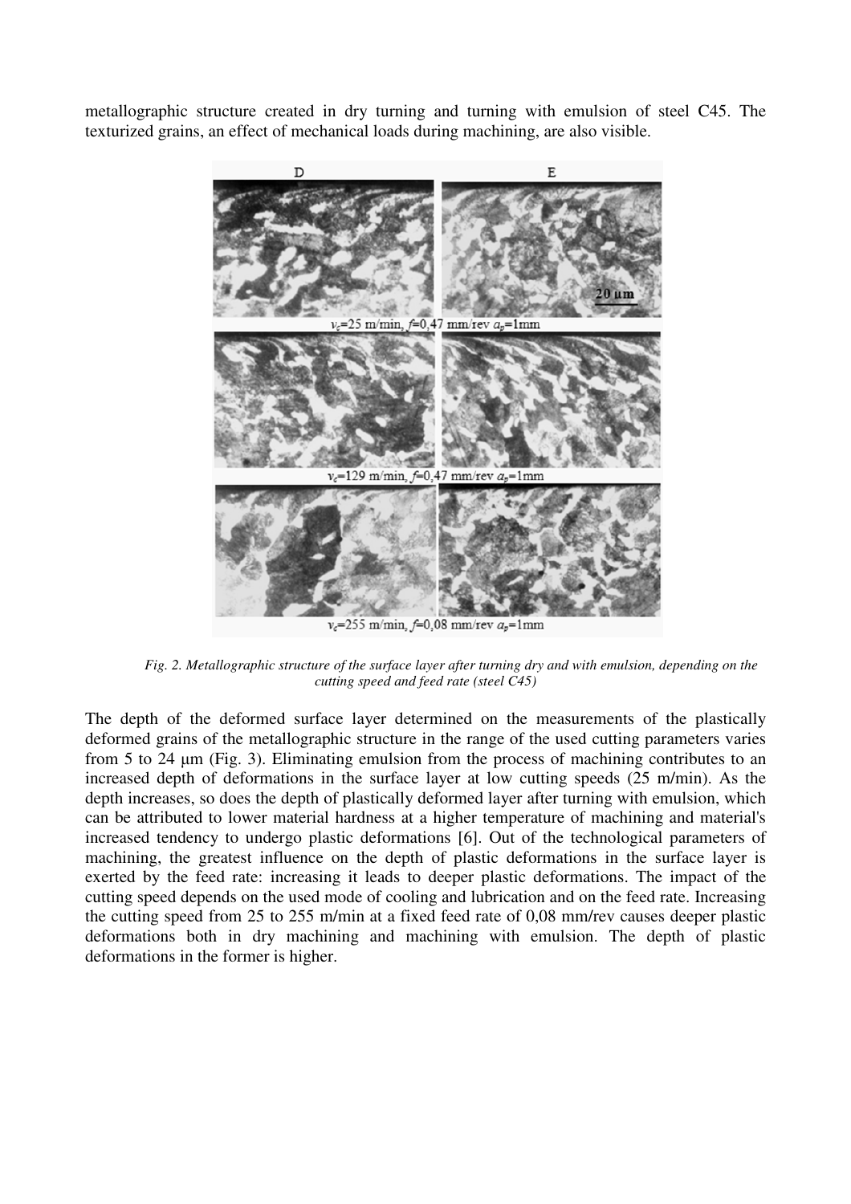metallographic structure created in dry turning and turning with emulsion of steel C45. The texturized grains, an effect of mechanical loads during machining, are also visible.

*Fig. 2. Metallographic structure of the surface layer after turning dry and with emulsion, depending on the cutting speed and feed rate (steel C45)*

The depth of the deformed surface layer determined on the measurements of the plastically deformed grains of the metallographic structure in the range of the used cutting parameters varies from 5 to 24 µm (Fig. 3). Eliminating emulsion from the process of machining contributes to an increased depth of deformations in the surface layer at low cutting speeds (25 m/min). As the depth increases, so does the depth of plastically deformed layer after turning with emulsion, which can be attributed to lower material hardness at a higher temperature of machining and material's increased tendency to undergo plastic deformations [6]. Out of the technological parameters of machining, the greatest influence on the depth of plastic deformations in the surface layer is exerted by the feed rate: increasing it leads to deeper plastic deformations. The impact of the cutting speed depends on the used mode of cooling and lubrication and on the feed rate. Increasing the cutting speed from 25 to 255 m/min at a fixed feed rate of 0,08 mm/rev causes deeper plastic deformations both in dry machining and machining with emulsion. The depth of plastic deformations in the former is higher.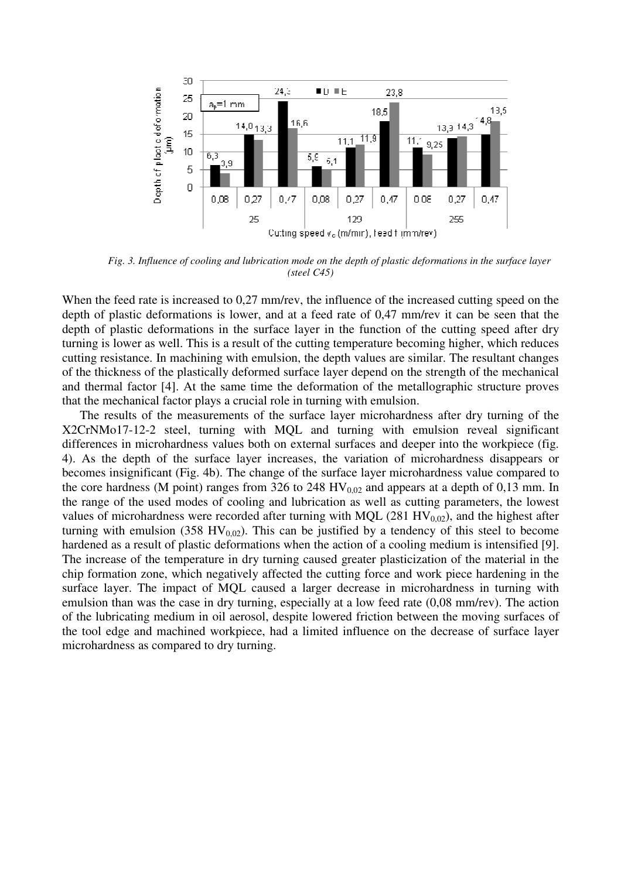*Fig. 3. Influence of cooling and lubrication mode on the depth of plastic deformations in the surface layer (steel C45)*

When the feed rate is increased to 0,27 mm/rev, the influence of the increased cutting speed on the depth of plastic deformations is lower, and at a feed rate of 0,47 mm/rev it can be seen that the depth of plastic deformations in the surface layer in the function of the cutting speed after dry turning is lower as well. This is a result of the cutting temperature becoming higher, which reduces cutting resistance. In machining with emulsion, the depth values are similar. The resultant changes of the thickness of the plastically deformed surface layer depend on the strength of the mechanical and thermal factor [4]. At the same time the deformation of the metallographic structure proves that the mechanical factor plays a crucial role in turning with emulsion.

The results of the measurements of the surface layer microhardness after dry turning of the X2CrNMo17-12-2 steel, turning with MQL and turning with emulsion reveal significant differences in microhardness values both on external surfaces and deeper into the workpiece (fig. 4). As the depth of the surface layer increases, the variation of microhardness disappears or becomes insignificant (Fig. 4b). The change of the surface layer microhardness value compared to the core hardness (M point) ranges from 326 to 248 $HV_{0,02}$ and appears at a depth of 0,13 mm. In the range of the used modes of cooling and lubrication as well as cutting parameters, the lowest values of microhardness were recorded after turning with MQL (281 $HV_{0,02}$), and the highest after turning with emulsion (358 $HV_{0,02}$). This can be justified by a tendency of this steel to become hardened as a result of plastic deformations when the action of a cooling medium is intensified [9]. The increase of the temperature in dry turning caused greater plasticization of the material in the chip formation zone, which negatively affected the cutting force and work piece hardening in the surface layer. The impact of MQL caused a larger decrease in microhardness in turning with emulsion than was the case in dry turning, especially at a low feed rate (0,08 mm/rev). The action of the lubricating medium in oil aerosol, despite lowered friction between the moving surfaces of the tool edge and machined workpiece, had a limited influence on the decrease of surface layer microhardness as compared to dry turning.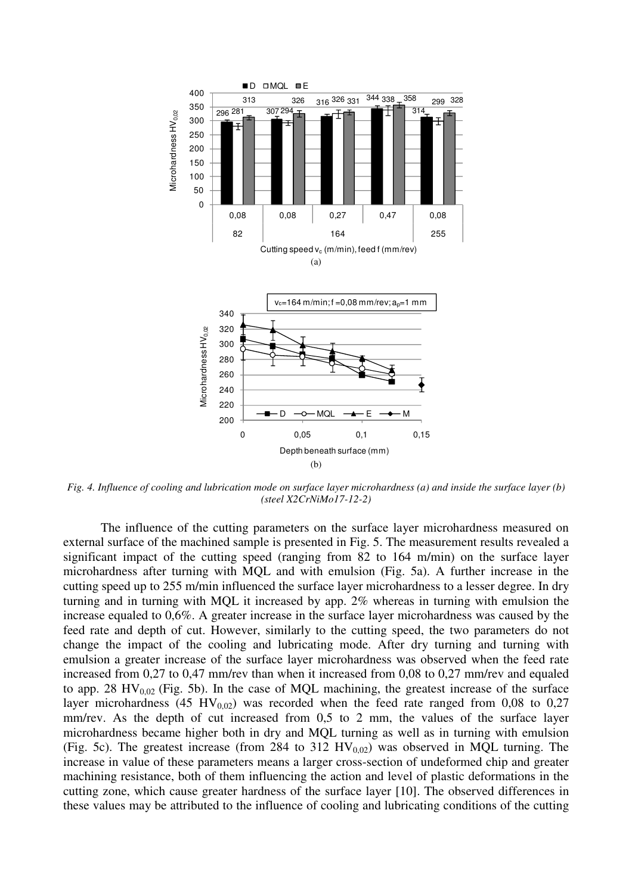Fig. 4. Influence of cooling and lubrication mode on surface layer microhardness (a) and inside the surface layer (b) (steel X2CrNiMo17-12-2)

The influence of the cutting parameters on the surface layer microhardness measured on external surface of the machined sample is presented in Fig. 5. The measurement results revealed a significant impact of the cutting speed (ranging from 82 to 164 m/min) on the surface layer microhardness after turning with MQL and with emulsion (Fig. 5a). A further increase in the cutting speed up to 255 m/min influenced the surface layer microhardness to a lesser degree. In dry turning and in turning with MQL it increased by app. 2% whereas in turning with emulsion the increase equaled to 0,6%. A greater increase in the surface layer microhardness was caused by the feed rate and depth of cut. However, similarly to the cutting speed, the two parameters do not change the impact of the cooling and lubricating mode. After dry turning and turning with emulsion a greater increase of the surface layer microhardness was observed when the feed rate increased from 0,27 to 0,47 mm/rev than when it increased from 0,08 to 0,27 mm/rev and equaled to app. 28 $HV_{0,02}$ (Fig. 5b). In the case of MQL machining, the greatest increase of the surface layer microhardness (45 $HV_{0,02}$) was recorded when the feed rate ranged from 0,08 to 0,27 mm/rev. As the depth of cut increased from 0,5 to 2 mm, the values of the surface layer microhardness became higher both in dry and MQL turning as well as in turning with emulsion (Fig. 5c). The greatest increase (from 284 to 312 $HV_{0,02}$) was observed in MQL turning. The increase in value of these parameters means a larger cross-section of undeformed chip and greater machining resistance, both of them influencing the action and level of plastic deformations in the cutting zone, which cause greater hardness of the surface layer [10]. The observed differences in these values may be attributed to the influence of cooling and lubricating conditions of the cutting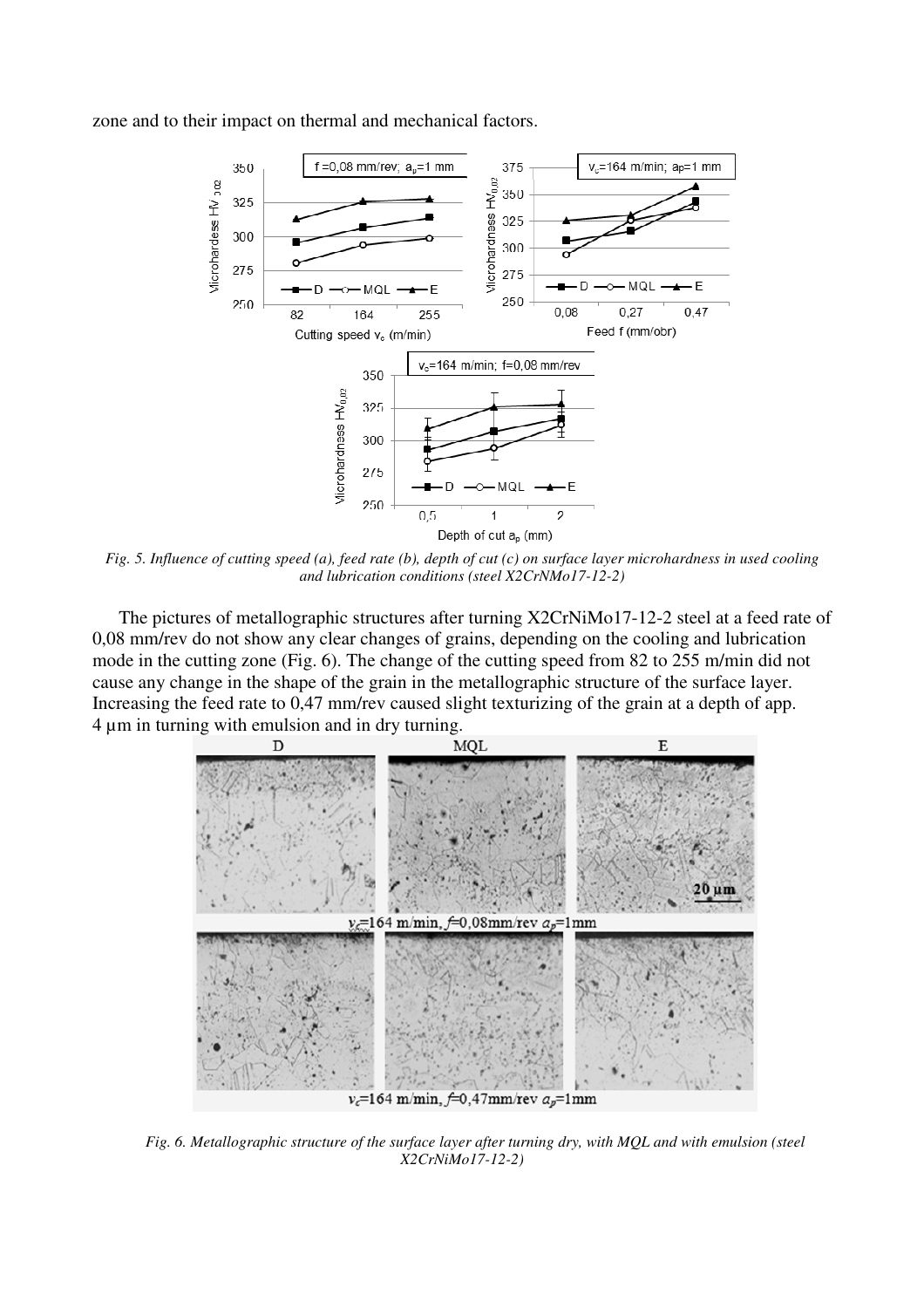zone and to their impact on thermal and mechanical factors.

*Fig. 5. Influence of cutting speed (a), feed rate (b), depth of cut (c) on surface layer microhardness in used cooling and lubrication conditions (steel X2CrNMo17-12-2)*

The pictures of metallographic structures after turning X2CrNiMo17-12-2 steel at a feed rate of 0,08 mm/rev do not show any clear changes of grains, depending on the cooling and lubrication mode in the cutting zone (Fig. 6). The change of the cutting speed from 82 to 255 m/min did not cause any change in the shape of the grain in the metallographic structure of the surface layer. Increasing the feed rate to 0,47 mm/rev caused slight texturizing of the grain at a depth of app. 4 µm in turning with emulsion and in dry turning.

*Fig. 6. Metallographic structure of the surface layer after turning dry, with MQL and with emulsion (steel X2CrNiMo17-12-2)*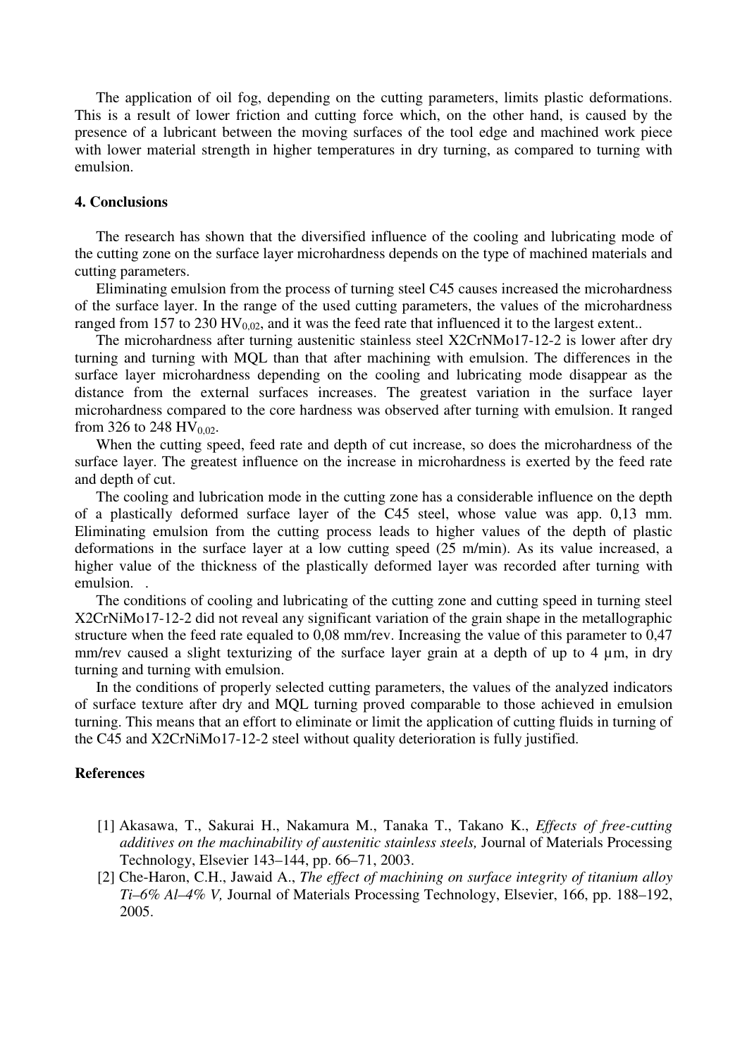The application of oil fog, depending on the cutting parameters, limits plastic deformations. This is a result of lower friction and cutting force which, on the other hand, is caused by the presence of a lubricant between the moving surfaces of the tool edge and machined work piece with lower material strength in higher temperatures in dry turning, as compared to turning with emulsion.

## 4. Conclusions

The research has shown that the diversified influence of the cooling and lubricating mode of the cutting zone on the surface layer microhardness depends on the type of machined materials and cutting parameters.

Eliminating emulsion from the process of turning steel C45 causes increased the microhardness of the surface layer. In the range of the used cutting parameters, the values of the microhardness ranged from 157 to 230 $HV_{0,02}$, and it was the feed rate that influenced it to the largest extent..

The microhardness after turning austenitic stainless steel X2CrNMo17-12-2 is lower after dry turning and turning with MQL than that after machining with emulsion. The differences in the surface layer microhardness depending on the cooling and lubricating mode disappear as the distance from the external surfaces increases. The greatest variation in the surface layer microhardness compared to the core hardness was observed after turning with emulsion. It ranged from 326 to 248 $HV_{0,02}$.

When the cutting speed, feed rate and depth of cut increase, so does the microhardness of the surface layer. The greatest influence on the increase in microhardness is exerted by the feed rate and depth of cut.

The cooling and lubrication mode in the cutting zone has a considerable influence on the depth of a plastically deformed surface layer of the C45 steel, whose value was app. 0,13 mm. Eliminating emulsion from the cutting process leads to higher values of the depth of plastic deformations in the surface layer at a low cutting speed (25 m/min). As its value increased, a higher value of the thickness of the plastically deformed layer was recorded after turning with emulsion. .

The conditions of cooling and lubricating of the cutting zone and cutting speed in turning steel X2CrNiMo17-12-2 did not reveal any significant variation of the grain shape in the metallographic structure when the feed rate equaled to 0,08 mm/rev. Increasing the value of this parameter to 0,47 mm/rev caused a slight texturizing of the surface layer grain at a depth of up to 4 µm, in dry turning and turning with emulsion.

In the conditions of properly selected cutting parameters, the values of the analyzed indicators of surface texture after dry and MQL turning proved comparable to those achieved in emulsion turning. This means that an effort to eliminate or limit the application of cutting fluids in turning of the C45 and X2CrNiMo17-12-2 steel without quality deterioration is fully justified.

## References

[1] Akasawa, T., Sakurai H., Nakamura M., Tanaka T., Takano K., *Effects of free-cutting additives on the machinability of austenitic stainless steels,* Journal of Materials Processing Technology, Elsevier 143–144, pp. 66–71, 2003.

[2] Che-Haron, C.H., Jawaid A., *The effect of machining on surface integrity of titanium alloy Ti–6% Al–4% V,* Journal of Materials Processing Technology, Elsevier, 166, pp. 188–192, 2005.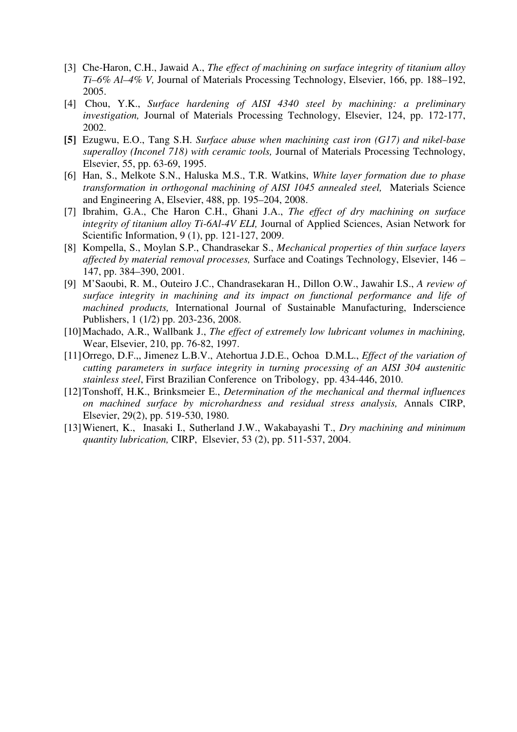[3] Che-Haron, C.H., Jawaid A., *The effect of machining on surface integrity of titanium alloy Ti–6% Al–4% V,* Journal of Materials Processing Technology, Elsevier, 166, pp. 188–192, 2005.

[4] Chou, Y.K., *Surface hardening of AISI 4340 steel by machining: a preliminary investigation,* Journal of Materials Processing Technology, Elsevier, 124, pp. 172-177, 2002.

**[5]** Ezugwu, E.O., Tang S.H. *Surface abuse when machining cast iron (G17) and nikel-base superalloy (Inconel 718) with ceramic tools,* Journal of Materials Processing Technology, Elsevier, 55, pp. 63-69, 1995.

[6] Han, S., Melkote S.N., Haluska M.S., T.R. Watkins, *White layer formation due to phase transformation in orthogonal machining of AISI 1045 annealed steel,* Materials Science and Engineering A, Elsevier, 488, pp. 195–204, 2008.

[7] Ibrahim, G.A., Che Haron C.H., Ghani J.A., *The effect of dry machining on surface integrity of titanium alloy Ti-6Al-4V ELI,* Journal of Applied Sciences, Asian Network for Scientific Information, 9 (1), pp. 121-127, 2009.

[8] Kompella, S., Moylan S.P., Chandrasekar S., *Mechanical properties of thin surface layers affected by material removal processes,* Surface and Coatings Technology, Elsevier, 146 – 147, pp. 384–390, 2001.

[9] M'Saoubi, R. M., Outeiro J.C., Chandrasekaran H., Dillon O.W., Jawahir I.S., *A review of surface integrity in machining and its impact on functional performance and life of machined products,* International Journal of Sustainable Manufacturing, Inderscience Publishers, 1 (1/2) pp. 203-236, 2008.

[10] Machado, A.R., Wallbank J., *The effect of extremely low lubricant volumes in machining,* Wear, Elsevier, 210, pp. 76-82, 1997.

[11] Orrego, D.F.,, Jimenez L.B.V., Atehortua J.D.E., Ochoa D.M.L., *Effect of the variation of cutting parameters in surface integrity in turning processing of an AISI 304 austenitic stainless steel*, First Brazilian Conference on Tribology, pp. 434-446, 2010.

[12] Tonshoff, H.K., Brinksmeier E., *Determination of the mechanical and thermal influences on machined surface by microhardness and residual stress analysis,* Annals CIRP, Elsevier, 29(2), pp. 519-530, 1980.

[13] Wienert, K., Inasaki I., Sutherland J.W., Wakabayashi T., *Dry machining and minimum quantity lubrication,* CIRP, Elsevier, 53 (2), pp. 511-537, 2004.